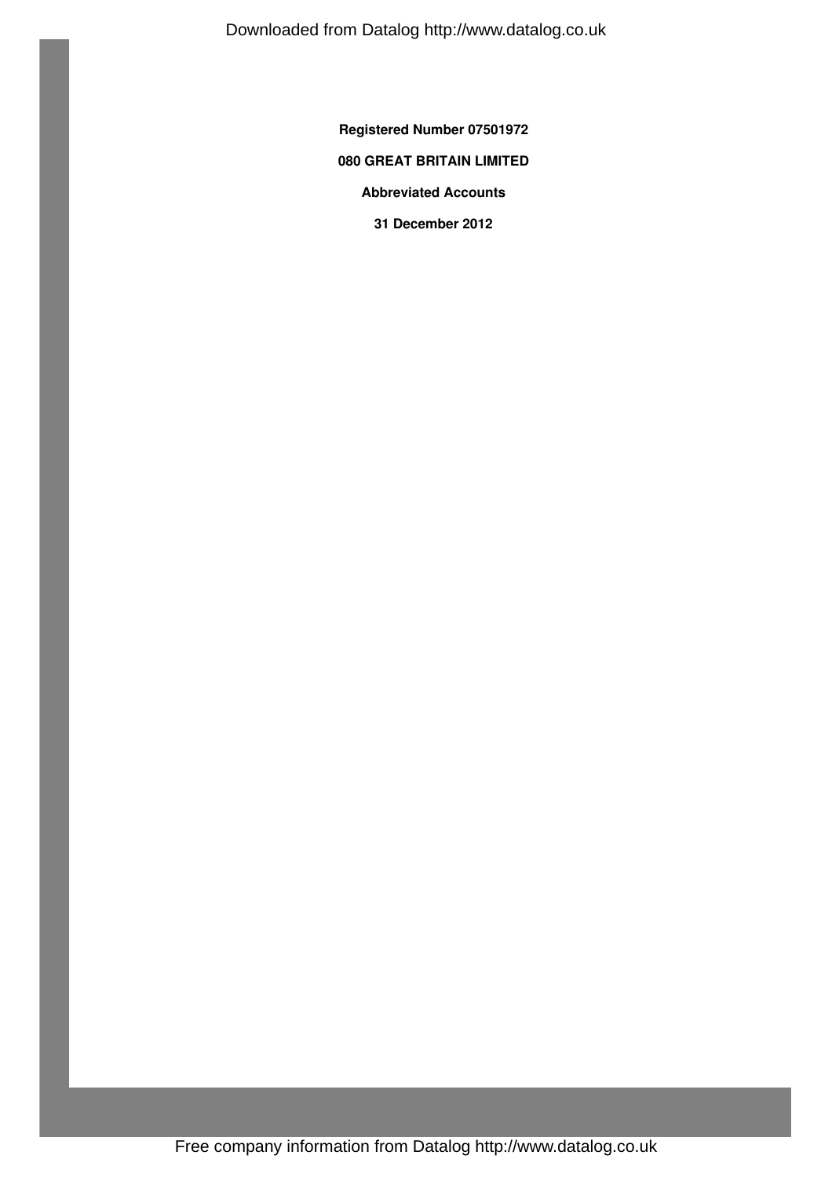**Registered Number 07501972**

**080 GREAT BRITAIN LIMITED**

**Abbreviated Accounts**

**31 December 2012**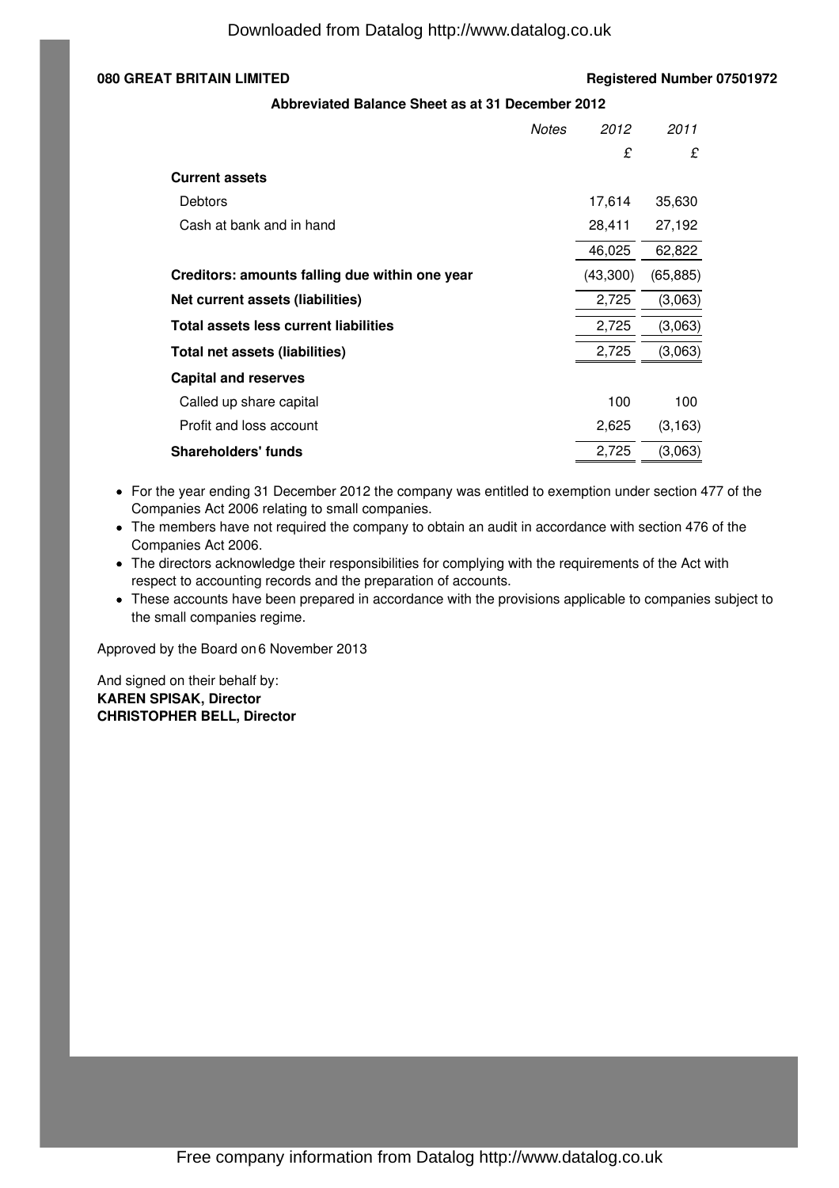**080 GREAT BRITAIN LIMITED** **Registered Number 07501972**

**Abbreviated Balance Sheet as at 31 December 2012**

| | *Notes* | *2012* | *2011* |
|---|---|---|---|
| | | £ | £ |
| **Current assets** | | | |
| Debtors | | 17,614 | 35,630 |
| Cash at bank and in hand | | 28,411 | 27,192 |
| | | 46,025 | 62,822 |
| **Creditors: amounts falling due within one year** | | (43,300) | (65,885) |
| **Net current assets (liabilities)** | | 2,725 | (3,063) |
| **Total assets less current liabilities** | | 2,725 | (3,063) |
| **Total net assets (liabilities)** | | 2,725 | (3,063) |
| **Capital and reserves** | | | |
| Called up share capital | | 100 | 100 |
| Profit and loss account | | 2,625 | (3,163) |
| **Shareholders' funds** | | 2,725 | (3,063) |

- For the year ending 31 December 2012 the company was entitled to exemption under section 477 of the Companies Act 2006 relating to small companies.
- The members have not required the company to obtain an audit in accordance with section 476 of the Companies Act 2006.
- The directors acknowledge their responsibilities for complying with the requirements of the Act with respect to accounting records and the preparation of accounts.
- These accounts have been prepared in accordance with the provisions applicable to companies subject to the small companies regime.

Approved by the Board on 6 November 2013

And signed on their behalf by:
**KAREN SPISAK, Director**
**CHRISTOPHER BELL, Director**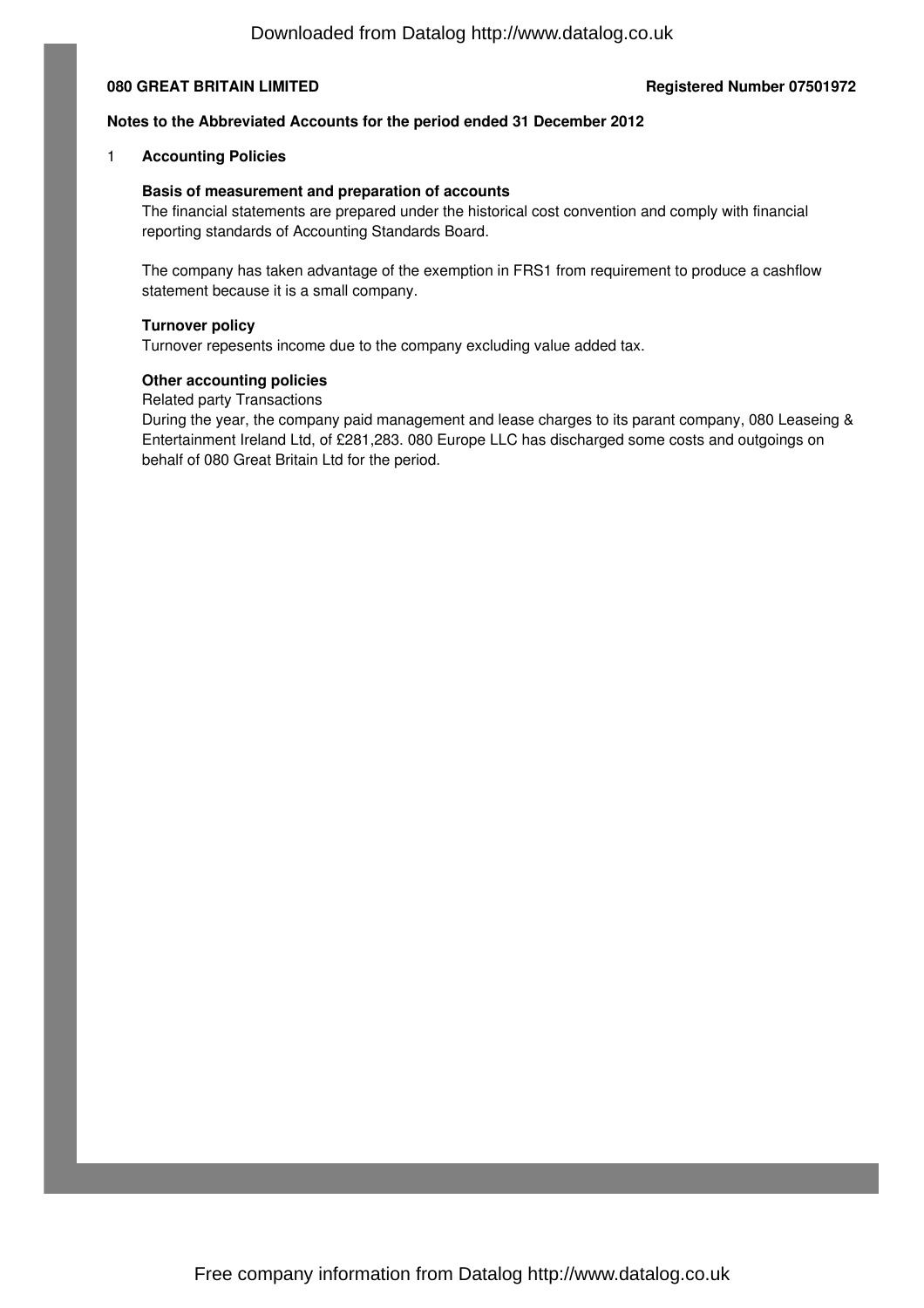**080 GREAT BRITAIN LIMITED** **Registered Number 07501972**

**Notes to the Abbreviated Accounts for the period ended 31 December 2012**

1 **Accounting Policies**

**Basis of measurement and preparation of accounts**

The financial statements are prepared under the historical cost convention and comply with financial reporting standards of Accounting Standards Board.

The company has taken advantage of the exemption in FRS1 from requirement to produce a cashflow statement because it is a small company.

**Turnover policy**

Turnover repesents income due to the company excluding value added tax.

**Other accounting policies**

Related party Transactions

During the year, the company paid management and lease charges to its parant company, 080 Leaseing & Entertainment Ireland Ltd, of £281,283. 080 Europe LLC has discharged some costs and outgoings on behalf of 080 Great Britain Ltd for the period.